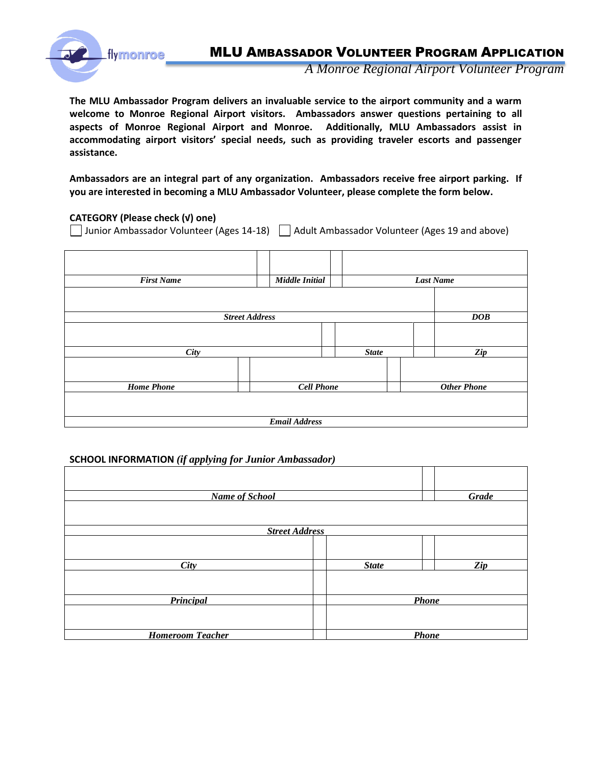# MLU Ambassador Volunteer Program Application

*A Monroe Regional Airport Volunteer Program*

**The MLU Ambassador Program delivers an invaluable service to the airport community and a warm welcome to Monroe Regional Airport visitors. Ambassadors answer questions pertaining to all aspects of Monroe Regional Airport and Monroe. Additionally, MLU Ambassadors assist in accommodating airport visitors' special needs, such as providing traveler escorts and passenger assistance.**

**Ambassadors are an integral part of any organization. Ambassadors receive free airport parking. If you are interested in becoming a MLU Ambassador Volunteer, please complete the form below.**

**CATEGORY (Please check (√) one)**

☐ Junior Ambassador Volunteer (Ages 14-18) ☐ Adult Ambassador Volunteer (Ages 19 and above)

| | | |
|---|---|---|
| | | |
| ***First Name*** | ***Middle Initial*** | ***Last Name*** |

| | |
|---|---|
| | |
| ***Street Address*** | ***DOB*** |

| | | |
|---|---|---|
| | | |
| ***City*** | ***State*** | ***Zip*** |

| | | |
|---|---|---|
| | | |
| ***Home Phone*** | ***Cell Phone*** | ***Other Phone*** |

| |
|---|
| |
| ***Email Address*** |

**SCHOOL INFORMATION** ***(if applying for Junior Ambassador)***

| | |
|---|---|
| | |
| ***Name of School*** | ***Grade*** |

| |
|---|
| |
| ***Street Address*** |

| | | |
|---|---|---|
| | | |
| ***City*** | ***State*** | ***Zip*** |

| | |
|---|---|
| | |
| ***Principal*** | ***Phone*** |
| | |
| ***Homeroom Teacher*** | ***Phone*** |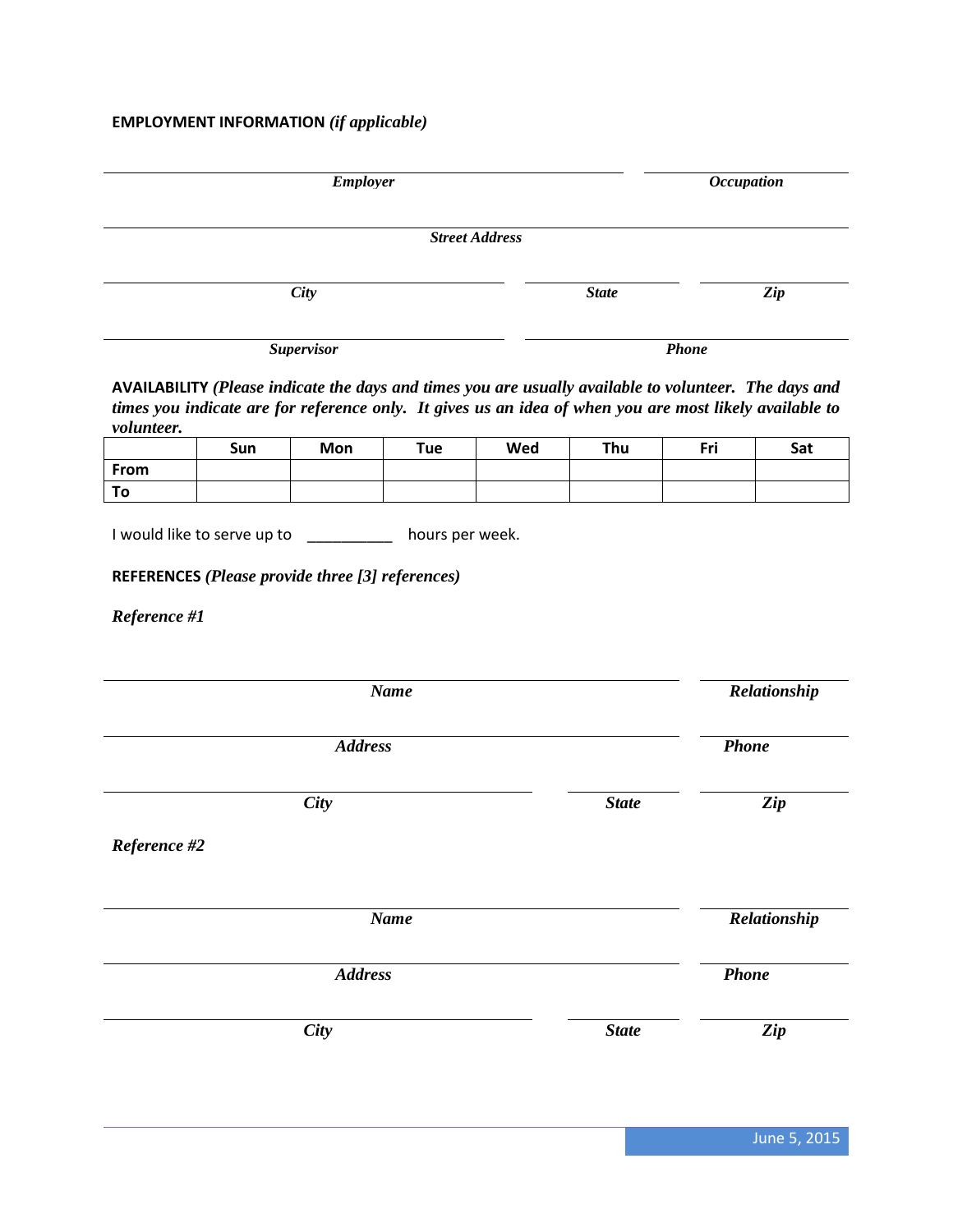**EMPLOYMENT INFORMATION** ***(if applicable)***

| ***Employer*** | ***Occupation*** |
|---|---|

***Street Address***

| ***City*** | ***State*** | ***Zip*** |
|---|---|---|

| ***Supervisor*** | ***Phone*** |
|---|---|

**AVAILABILITY** ***(Please indicate the days and times you are usually available to volunteer. The days and times you indicate are for reference only. It gives us an idea of when you are most likely available to volunteer.***

| | Sun | Mon | Tue | Wed | Thu | Fri | Sat |
|---|---|---|---|---|---|---|---|
| **From** | | | | | | | |
| **To** | | | | | | | |

I would like to serve up to __________ hours per week.

**REFERENCES** ***(Please provide three [3] references)***

***Reference #1***

| ***Name*** | ***Relationship*** |
|---|---|

| ***Address*** | ***Phone*** |
|---|---|

| ***City*** | ***State*** | ***Zip*** |
|---|---|---|

***Reference #2***

| ***Name*** | ***Relationship*** |
|---|---|

| ***Address*** | ***Phone*** |
|---|---|

| ***City*** | ***State*** | ***Zip*** |
|---|---|---|

June 5, 2015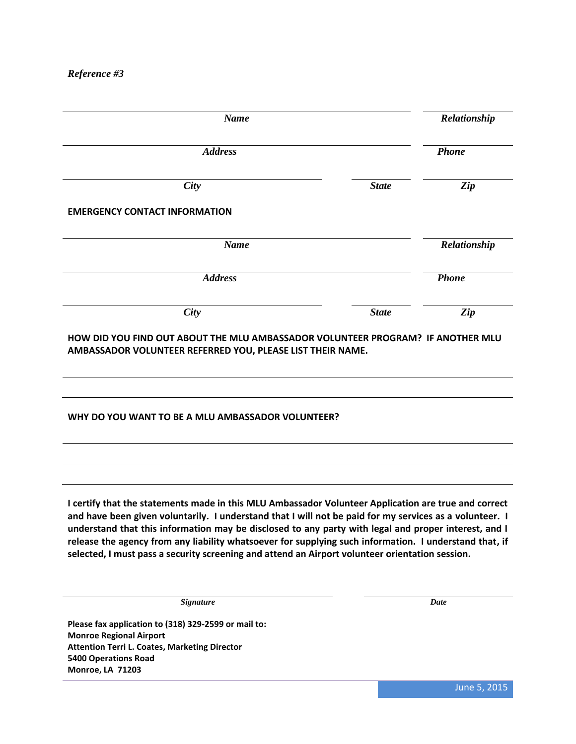*Reference #3*

| | | |
|---|---|---|
| ***Name*** | | ***Relationship*** |
| ***Address*** | | ***Phone*** |
| ***City*** | ***State*** | ***Zip*** |

**EMERGENCY CONTACT INFORMATION**

| | | |
|---|---|---|
| ***Name*** | | ***Relationship*** |
| ***Address*** | | ***Phone*** |
| ***City*** | ***State*** | ***Zip*** |

**HOW DID YOU FIND OUT ABOUT THE MLU AMBASSADOR VOLUNTEER PROGRAM? IF ANOTHER MLU AMBASSADOR VOLUNTEER REFERRED YOU, PLEASE LIST THEIR NAME.**

**WHY DO YOU WANT TO BE A MLU AMBASSADOR VOLUNTEER?**

**I certify that the statements made in this MLU Ambassador Volunteer Application are true and correct and have been given voluntarily. I understand that I will not be paid for my services as a volunteer. I understand that this information may be disclosed to any party with legal and proper interest, and I release the agency from any liability whatsoever for supplying such information. I understand that, if selected, I must pass a security screening and attend an Airport volunteer orientation session.**

| | |
|---|---|
| ***Signature*** | ***Date*** |

**Please fax application to (318) 329-2599 or mail to:**
**Monroe Regional Airport**
**Attention Terri L. Coates, Marketing Director**
**5400 Operations Road**
**Monroe, LA 71203**

June 5, 2015